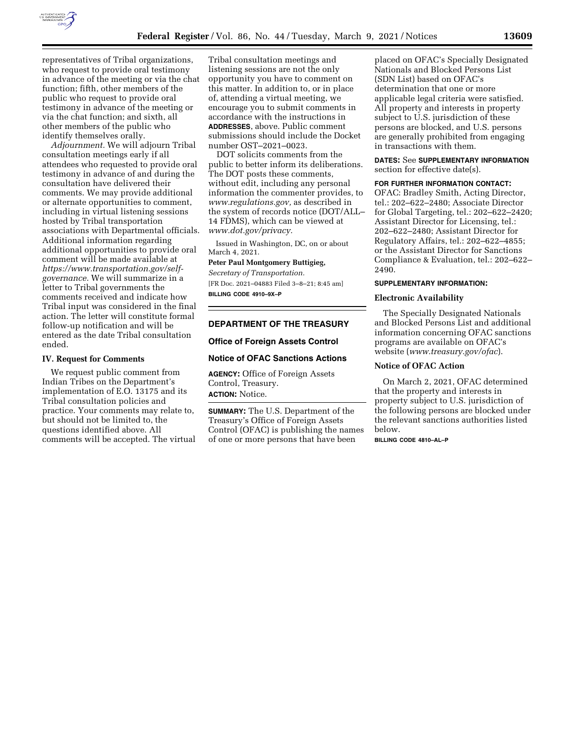representatives of Tribal organizations, who request to provide oral testimony in advance of the meeting or via the chat function; fifth, other members of the public who request to provide oral testimony in advance of the meeting or via the chat function; and sixth, all other members of the public who identify themselves orally.

*Adjournment.* We will adjourn Tribal consultation meetings early if all attendees who requested to provide oral testimony in advance of and during the consultation have delivered their comments. We may provide additional or alternate opportunities to comment, including in virtual listening sessions hosted by Tribal transportation associations with Departmental officials. Additional information regarding additional opportunities to provide oral comment will be made available at *https://www.transportation.gov/self-governance.* We will summarize in a letter to Tribal governments the comments received and indicate how Tribal input was considered in the final action. The letter will constitute formal follow-up notification and will be entered as the date Tribal consultation ended.

### IV. Request for Comments

We request public comment from Indian Tribes on the Department's implementation of E.O. 13175 and its Tribal consultation policies and practice. Your comments may relate to, but should not be limited to, the questions identified above. All comments will be accepted. The virtual Tribal consultation meetings and listening sessions are not the only opportunity you have to comment on this matter. In addition to, or in place of, attending a virtual meeting, we encourage you to submit comments in accordance with the instructions in **ADDRESSES**, above. Public comment submissions should include the Docket number OST–2021–0023.

DOT solicits comments from the public to better inform its deliberations. The DOT posts these comments, without edit, including any personal information the commenter provides, to *www.regulations.gov,* as described in the system of records notice (DOT/ALL–14 FDMS), which can be viewed at *www.dot.gov/privacy.*

Issued in Washington, DC, on or about March 4, 2021.

**Peter Paul Montgomery Buttigieg,**

*Secretary of Transportation.*

[FR Doc. 2021–04883 Filed 3–8–21; 8:45 am]

**BILLING CODE 4910–9X–P**

## DEPARTMENT OF THE TREASURY

### Office of Foreign Assets Control

### Notice of OFAC Sanctions Actions

**AGENCY:** Office of Foreign Assets Control, Treasury.

**ACTION:** Notice.

**SUMMARY:** The U.S. Department of the Treasury's Office of Foreign Assets Control (OFAC) is publishing the names of one or more persons that have been placed on OFAC's Specially Designated Nationals and Blocked Persons List (SDN List) based on OFAC's determination that one or more applicable legal criteria were satisfied. All property and interests in property subject to U.S. jurisdiction of these persons are blocked, and U.S. persons are generally prohibited from engaging in transactions with them.

**DATES:** See **SUPPLEMENTARY INFORMATION** section for effective date(s).

**FOR FURTHER INFORMATION CONTACT:** OFAC: Bradley Smith, Acting Director, tel.: 202–622–2480; Associate Director for Global Targeting, tel.: 202–622–2420; Assistant Director for Licensing, tel.: 202–622–2480; Assistant Director for Regulatory Affairs, tel.: 202–622–4855; or the Assistant Director for Sanctions Compliance & Evaluation, tel.: 202–622–2490.

**SUPPLEMENTARY INFORMATION:**

### Electronic Availability

The Specially Designated Nationals and Blocked Persons List and additional information concerning OFAC sanctions programs are available on OFAC's website (*www.treasury.gov/ofac*).

### Notice of OFAC Action

On March 2, 2021, OFAC determined that the property and interests in property subject to U.S. jurisdiction of the following persons are blocked under the relevant sanctions authorities listed below.

**BILLING CODE 4810–AL–P**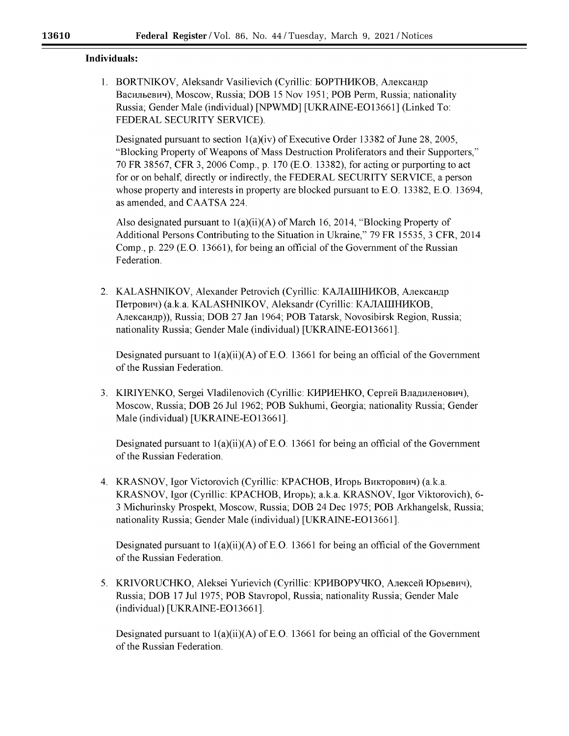**Individuals:**

1. BORTNIKOV, Aleksandr Vasilievich (Cyrillic: БОРТНИКОВ, Александр Васильевич), Moscow, Russia; DOB 15 Nov 1951; POB Perm, Russia; nationality Russia; Gender Male (individual) [NPWMD] [UKRAINE-EO13661] (Linked To: FEDERAL SECURITY SERVICE).

   Designated pursuant to section 1(a)(iv) of Executive Order 13382 of June 28, 2005, "Blocking Property of Weapons of Mass Destruction Proliferators and their Supporters," 70 FR 38567, CFR 3, 2006 Comp., p. 170 (E.O. 13382), for acting or purporting to act for or on behalf, directly or indirectly, the FEDERAL SECURITY SERVICE, a person whose property and interests in property are blocked pursuant to E.O. 13382, E.O. 13694, as amended, and CAATSA 224.

   Also designated pursuant to 1(a)(ii)(A) of March 16, 2014, "Blocking Property of Additional Persons Contributing to the Situation in Ukraine," 79 FR 15535, 3 CFR, 2014 Comp., p. 229 (E.O. 13661), for being an official of the Government of the Russian Federation.

2. KALASHNIKOV, Alexander Petrovich (Cyrillic: КАЛАШНИКОВ, Александр Петрович) (a.k.a. KALASHNIKOV, Aleksandr (Cyrillic: КАЛАШНИКОВ, Александр)), Russia; DOB 27 Jan 1964; POB Tatarsk, Novosibirsk Region, Russia; nationality Russia; Gender Male (individual) [UKRAINE-EO13661].

   Designated pursuant to 1(a)(ii)(A) of E.O. 13661 for being an official of the Government of the Russian Federation.

3. KIRIYENKO, Sergei Vladilenovich (Cyrillic: КИРИЕНКО, Сергей Владиленович), Moscow, Russia; DOB 26 Jul 1962; POB Sukhumi, Georgia; nationality Russia; Gender Male (individual) [UKRAINE-EO13661].

   Designated pursuant to 1(a)(ii)(A) of E.O. 13661 for being an official of the Government of the Russian Federation.

4. KRASNOV, Igor Victorovich (Cyrillic: КРАСНОВ, Игорь Викторович) (a.k.a. KRASNOV, Igor (Cyrillic: КРАСНОВ, Игорь); a.k.a. KRASNOV, Igor Viktorovich), 6-3 Michurinsky Prospekt, Moscow, Russia; DOB 24 Dec 1975; POB Arkhangelsk, Russia; nationality Russia; Gender Male (individual) [UKRAINE-EO13661].

   Designated pursuant to 1(a)(ii)(A) of E.O. 13661 for being an official of the Government of the Russian Federation.

5. KRIVORUCHKO, Aleksei Yurievich (Cyrillic: КРИВОРУЧКО, Алексей Юрьевич), Russia; DOB 17 Jul 1975; POB Stavropol, Russia; nationality Russia; Gender Male (individual) [UKRAINE-EO13661].

   Designated pursuant to 1(a)(ii)(A) of E.O. 13661 for being an official of the Government of the Russian Federation.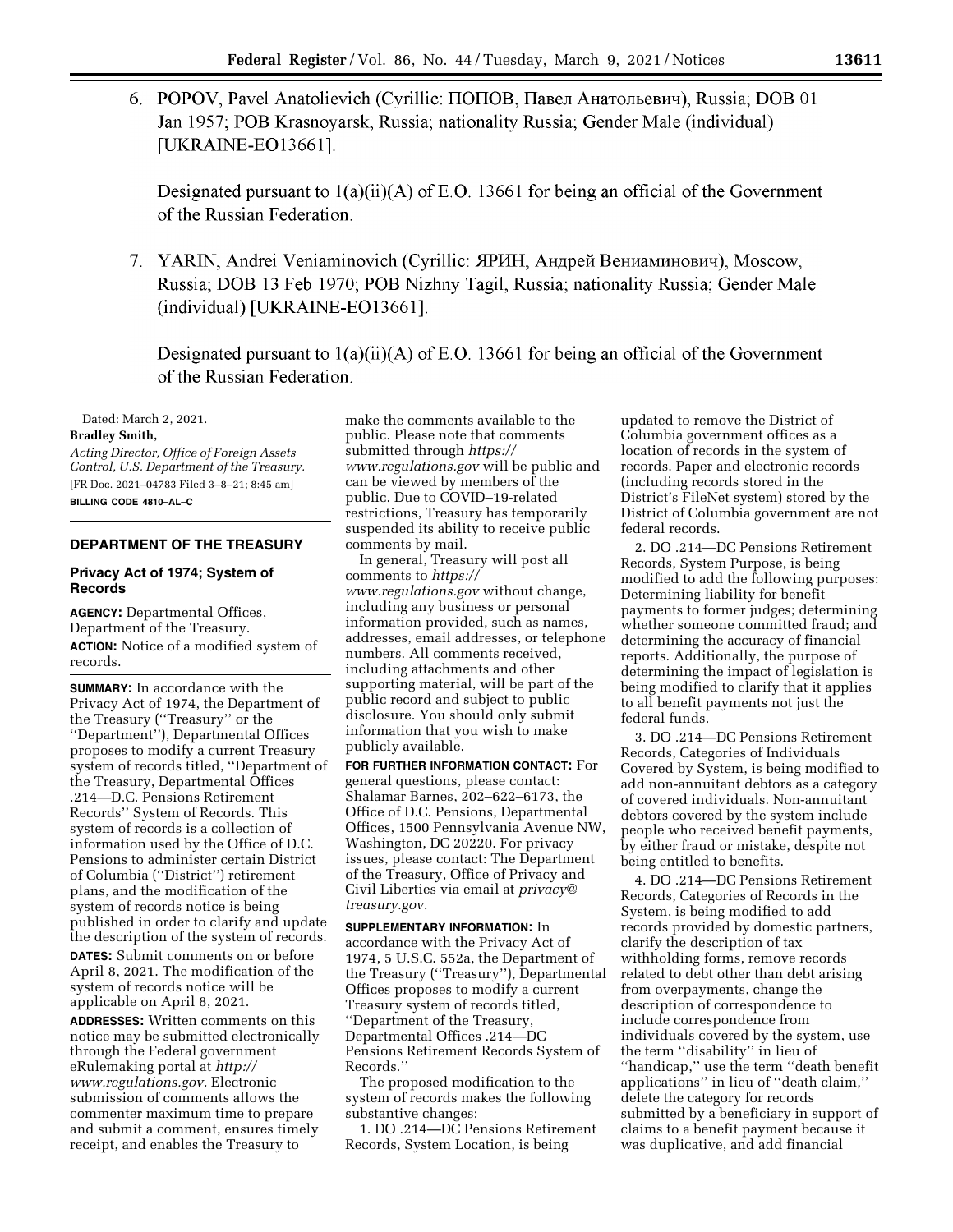6. POPOV, Pavel Anatolievich (Cyrillic: ПОПОВ, Павел Анатольевич), Russia; DOB 01 Jan 1957; POB Krasnoyarsk, Russia; nationality Russia; Gender Male (individual) [UKRAINE-EO13661].

Designated pursuant to 1(a)(ii)(A) of E.O. 13661 for being an official of the Government of the Russian Federation.

7. YARIN, Andrei Veniaminovich (Cyrillic: ЯРИН, Андрей Вениаминович), Moscow, Russia; DOB 13 Feb 1970; POB Nizhny Tagil, Russia; nationality Russia; Gender Male (individual) [UKRAINE-EO13661].

Designated pursuant to 1(a)(ii)(A) of E.O. 13661 for being an official of the Government of the Russian Federation.

Dated: March 2, 2021.

**Bradley Smith,**

*Acting Director, Office of Foreign Assets Control, U.S. Department of the Treasury.*

[FR Doc. 2021–04783 Filed 3–8–21; 8:45 am]

**BILLING CODE 4810–AL–C**

## DEPARTMENT OF THE TREASURY

### Privacy Act of 1974; System of Records

**AGENCY:** Departmental Offices, Department of the Treasury.

**ACTION:** Notice of a modified system of records.

**SUMMARY:** In accordance with the Privacy Act of 1974, the Department of the Treasury (''Treasury'' or the ''Department''), Departmental Offices proposes to modify a current Treasury system of records titled, ''Department of the Treasury, Departmental Offices .214—D.C. Pensions Retirement Records'' System of Records. This system of records is a collection of information used by the Office of D.C. Pensions to administer certain District of Columbia (''District'') retirement plans, and the modification of the system of records notice is being published in order to clarify and update the description of the system of records.

**DATES:** Submit comments on or before April 8, 2021. The modification of the system of records notice will be applicable on April 8, 2021.

**ADDRESSES:** Written comments on this notice may be submitted electronically through the Federal government eRulemaking portal at *http://www.regulations.gov*. Electronic submission of comments allows the commenter maximum time to prepare and submit a comment, ensures timely receipt, and enables the Treasury to make the comments available to the public. Please note that comments submitted through *https://www.regulations.gov* will be public and can be viewed by members of the public. Due to COVID–19-related restrictions, Treasury has temporarily suspended its ability to receive public comments by mail.

In general, Treasury will post all comments to *https://www.regulations.gov* without change, including any business or personal information provided, such as names, addresses, email addresses, or telephone numbers. All comments received, including attachments and other supporting material, will be part of the public record and subject to public disclosure. You should only submit information that you wish to make publicly available.

**FOR FURTHER INFORMATION CONTACT:** For general questions, please contact: Shalamar Barnes, 202–622–6173, the Office of D.C. Pensions, Departmental Offices, 1500 Pennsylvania Avenue NW, Washington, DC 20220. For privacy issues, please contact: The Department of the Treasury, Office of Privacy and Civil Liberties via email at *privacy@treasury.gov.*

**SUPPLEMENTARY INFORMATION:** In accordance with the Privacy Act of 1974, 5 U.S.C. 552a, the Department of the Treasury (''Treasury''), Departmental Offices proposes to modify a current Treasury system of records titled, ''Department of the Treasury, Departmental Offices .214—DC Pensions Retirement Records System of Records.''

The proposed modification to the system of records makes the following substantive changes:

1. DO .214—DC Pensions Retirement Records, System Location, is being updated to remove the District of Columbia government offices as a location of records in the system of records. Paper and electronic records (including records stored in the District's FileNet system) stored by the District of Columbia government are not federal records.

2. DO .214—DC Pensions Retirement Records, System Purpose, is being modified to add the following purposes: Determining liability for benefit payments to former judges; determining whether someone committed fraud; and determining the accuracy of financial reports. Additionally, the purpose of determining the impact of legislation is being modified to clarify that it applies to all benefit payments not just the federal funds.

3. DO .214—DC Pensions Retirement Records, Categories of Individuals Covered by System, is being modified to add non-annuitant debtors as a category of covered individuals. Non-annuitant debtors covered by the system include people who received benefit payments, by either fraud or mistake, despite not being entitled to benefits.

4. DO .214—DC Pensions Retirement Records, Categories of Records in the System, is being modified to add records provided by domestic partners, clarify the description of tax withholding forms, remove records related to debt other than debt arising from overpayments, change the description of correspondence to include correspondence from individuals covered by the system, use the term ''disability'' in lieu of ''handicap,'' use the term ''death benefit applications'' in lieu of ''death claim,'' delete the category for records submitted by a beneficiary in support of claims to a benefit payment because it was duplicative, and add financial